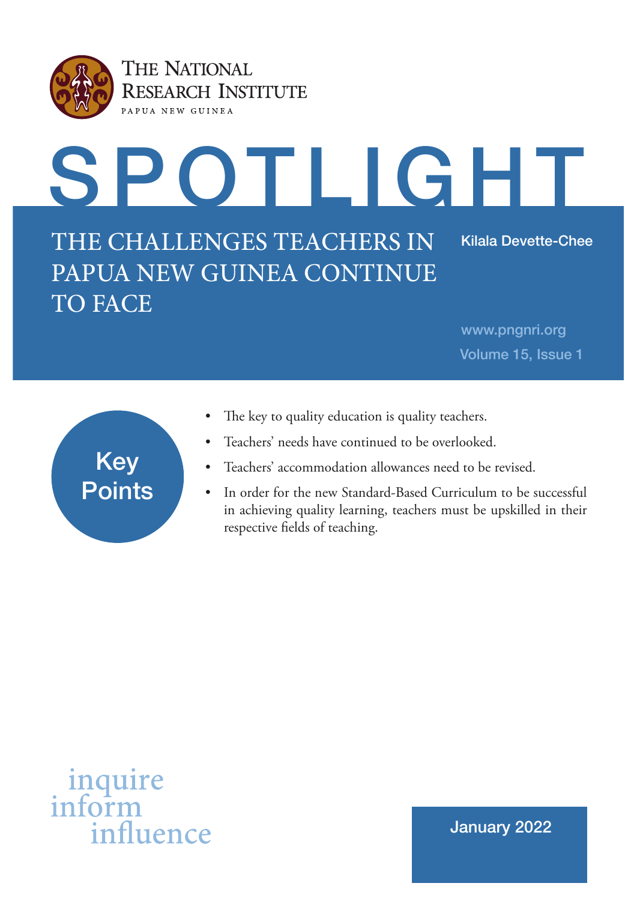THE NATIONAL RESEARCH INSTITUTE
PAPUA NEW GUINEA

# SPOTLIGHT

## THE CHALLENGES TEACHERS IN PAPUA NEW GUINEA CONTINUE TO FACE

Kilala Devette-Chee

www.pngnri.org

Volume 15, Issue 1

### Key Points

- The key to quality education is quality teachers.
- Teachers' needs have continued to be overlooked.
- Teachers' accommodation allowances need to be revised.
- In order for the new Standard-Based Curriculum to be successful in achieving quality learning, teachers must be upskilled in their respective fields of teaching.

inquire
inform
influence

January 2022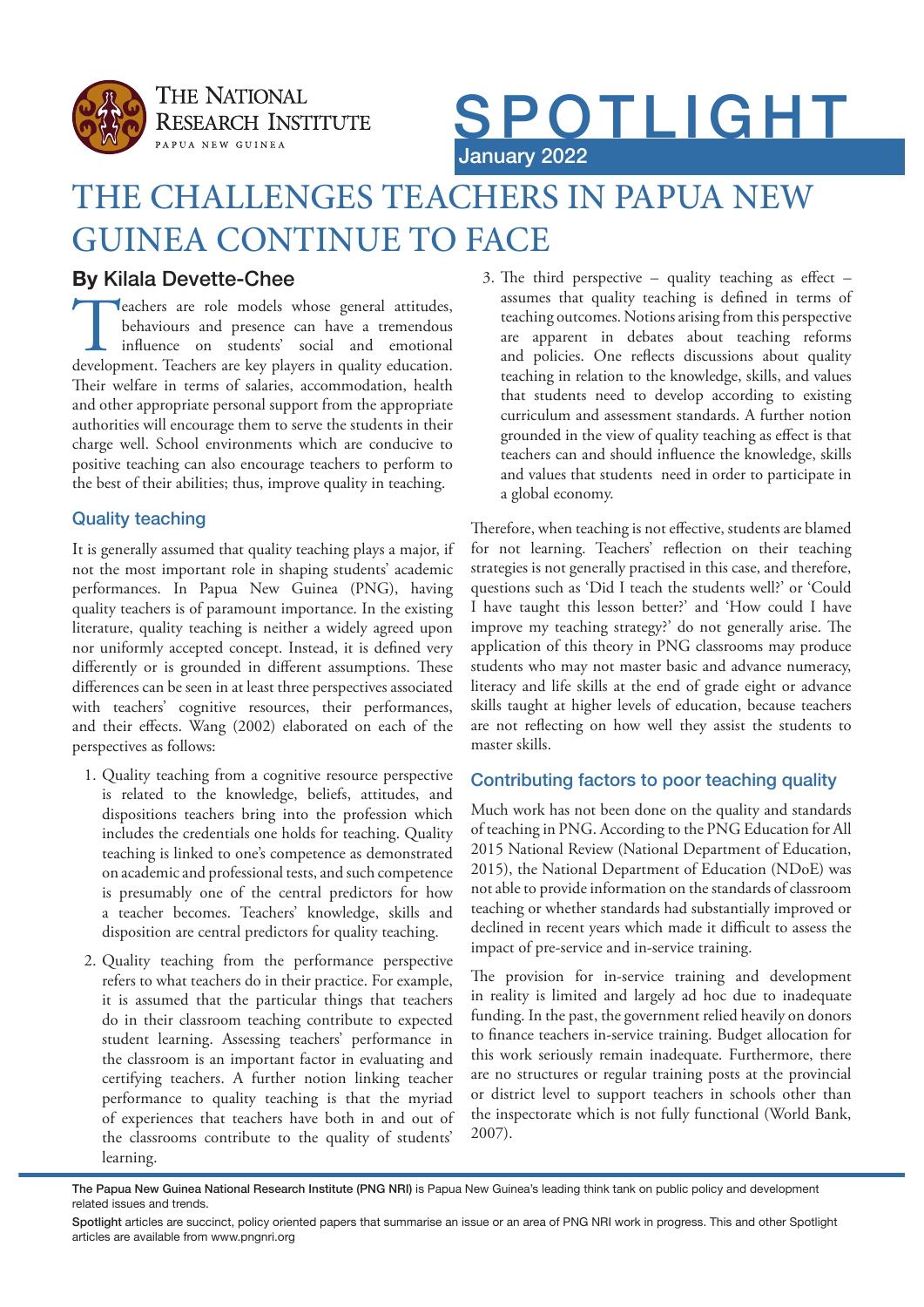# THE CHALLENGES TEACHERS IN PAPUA NEW GUINEA CONTINUE TO FACE

**By Kilala Devette-Chee**

Teachers are role models whose general attitudes, behaviours and presence can have a tremendous influence on students' social and emotional development. Teachers are key players in quality education. Their welfare in terms of salaries, accommodation, health and other appropriate personal support from the appropriate authorities will encourage them to serve the students in their charge well. School environments which are conducive to positive teaching can also encourage teachers to perform to the best of their abilities; thus, improve quality in teaching.

## Quality teaching

It is generally assumed that quality teaching plays a major, if not the most important role in shaping students' academic performances. In Papua New Guinea (PNG), having quality teachers is of paramount importance. In the existing literature, quality teaching is neither a widely agreed upon nor uniformly accepted concept. Instead, it is defined very differently or is grounded in different assumptions. These differences can be seen in at least three perspectives associated with teachers' cognitive resources, their performances, and their effects. Wang (2002) elaborated on each of the perspectives as follows:

1. Quality teaching from a cognitive resource perspective is related to the knowledge, beliefs, attitudes, and dispositions teachers bring into the profession which includes the credentials one holds for teaching. Quality teaching is linked to one's competence as demonstrated on academic and professional tests, and such competence is presumably one of the central predictors for how a teacher becomes. Teachers' knowledge, skills and disposition are central predictors for quality teaching.
2. Quality teaching from the performance perspective refers to what teachers do in their practice. For example, it is assumed that the particular things that teachers do in their classroom teaching contribute to expected student learning. Assessing teachers' performance in the classroom is an important factor in evaluating and certifying teachers. A further notion linking teacher performance to quality teaching is that the myriad of experiences that teachers have both in and out of the classrooms contribute to the quality of students' learning.
3. The third perspective – quality teaching as effect – assumes that quality teaching is defined in terms of teaching outcomes. Notions arising from this perspective are apparent in debates about teaching reforms and policies. One reflects discussions about quality teaching in relation to the knowledge, skills, and values that students need to develop according to existing curriculum and assessment standards. A further notion grounded in the view of quality teaching as effect is that teachers can and should influence the knowledge, skills and values that students need in order to participate in a global economy.

Therefore, when teaching is not effective, students are blamed for not learning. Teachers' reflection on their teaching strategies is not generally practised in this case, and therefore, questions such as 'Did I teach the students well?' or 'Could I have taught this lesson better?' and 'How could I have improve my teaching strategy?' do not generally arise. The application of this theory in PNG classrooms may produce students who may not master basic and advance numeracy, literacy and life skills at the end of grade eight or advance skills taught at higher levels of education, because teachers are not reflecting on how well they assist the students to master skills.

## Contributing factors to poor teaching quality

Much work has not been done on the quality and standards of teaching in PNG. According to the PNG Education for All 2015 National Review (National Department of Education, 2015), the National Department of Education (NDoE) was not able to provide information on the standards of classroom teaching or whether standards had substantially improved or declined in recent years which made it difficult to assess the impact of pre-service and in-service training.

The provision for in-service training and development in reality is limited and largely ad hoc due to inadequate funding. In the past, the government relied heavily on donors to finance teachers in-service training. Budget allocation for this work seriously remain inadequate. Furthermore, there are no structures or regular training posts at the provincial or district level to support teachers in schools other than the inspectorate which is not fully functional (World Bank, 2007).

The Papua New Guinea National Research Institute (PNG NRI) is Papua New Guinea's leading think tank on public policy and development related issues and trends.

Spotlight articles are succinct, policy oriented papers that summarise an issue or an area of PNG NRI work in progress. This and other Spotlight articles are available from www.pngnri.org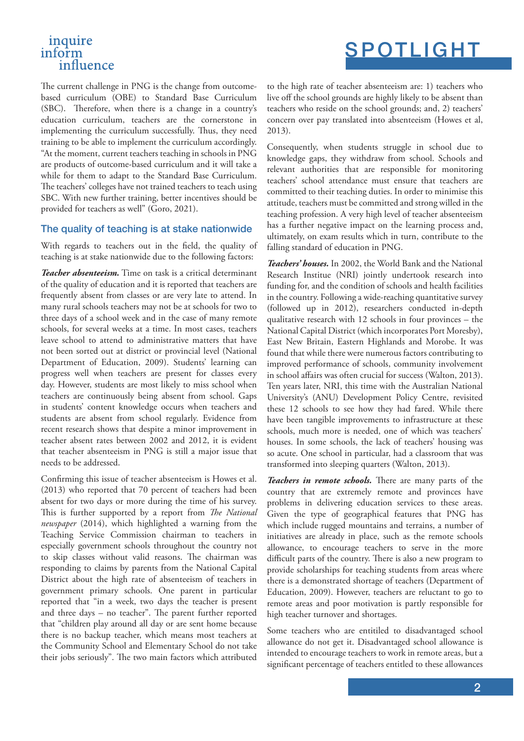The current challenge in PNG is the change from outcome-based curriculum (OBE) to Standard Base Curriculum (SBC). Therefore, when there is a change in a country's education curriculum, teachers are the cornerstone in implementing the curriculum successfully. Thus, they need training to be able to implement the curriculum accordingly. "At the moment, current teachers teaching in schools in PNG are products of outcome-based curriculum and it will take a while for them to adapt to the Standard Base Curriculum. The teachers' colleges have not trained teachers to teach using SBC. With new further training, better incentives should be provided for teachers as well" (Goro, 2021).

## The quality of teaching is at stake nationwide

With regards to teachers out in the field, the quality of teaching is at stake nationwide due to the following factors:

***Teacher absenteeism.*** Time on task is a critical determinant of the quality of education and it is reported that teachers are frequently absent from classes or are very late to attend. In many rural schools teachers may not be at schools for two to three days of a school week and in the case of many remote schools, for several weeks at a time. In most cases, teachers leave school to attend to administrative matters that have not been sorted out at district or provincial level (National Department of Education, 2009). Students' learning can progress well when teachers are present for classes every day. However, students are most likely to miss school when teachers are continuously being absent from school. Gaps in students' content knowledge occurs when teachers and students are absent from school regularly. Evidence from recent research shows that despite a minor improvement in teacher absent rates between 2002 and 2012, it is evident that teacher absenteeism in PNG is still a major issue that needs to be addressed.

Confirming this issue of teacher absenteeism is Howes et al. (2013) who reported that 70 percent of teachers had been absent for two days or more during the time of his survey. This is further supported by a report from *The National newspaper* (2014), which highlighted a warning from the Teaching Service Commission chairman to teachers in especially government schools throughout the country not to skip classes without valid reasons. The chairman was responding to claims by parents from the National Capital District about the high rate of absenteeism of teachers in government primary schools. One parent in particular reported that "in a week, two days the teacher is present and three days – no teacher". The parent further reported that "children play around all day or are sent home because there is no backup teacher, which means most teachers at the Community School and Elementary School do not take their jobs seriously". The two main factors which attributed to the high rate of teacher absenteeism are: 1) teachers who live off the school grounds are highly likely to be absent than teachers who reside on the school grounds; and, 2) teachers' concern over pay translated into absenteeism (Howes et al, 2013).

Consequently, when students struggle in school due to knowledge gaps, they withdraw from school. Schools and relevant authorities that are responsible for monitoring teachers' school attendance must ensure that teachers are committed to their teaching duties. In order to minimise this attitude, teachers must be committed and strong willed in the teaching profession. A very high level of teacher absenteeism has a further negative impact on the learning process and, ultimately, on exam results which in turn, contribute to the falling standard of education in PNG.

***Teachers' houses.*** In 2002, the World Bank and the National Research Institue (NRI) jointly undertook research into funding for, and the condition of schools and health facilities in the country. Following a wide-reaching quantitative survey (followed up in 2012), researchers conducted in-depth qualitative research with 12 schools in four provinces – the National Capital District (which incorporates Port Moresby), East New Britain, Eastern Highlands and Morobe. It was found that while there were numerous factors contributing to improved performance of schools, community involvement in school affairs was often crucial for success (Walton, 2013). Ten years later, NRI, this time with the Australian National University's (ANU) Development Policy Centre, revisited these 12 schools to see how they had fared. While there have been tangible improvements to infrastructure at these schools, much more is needed, one of which was teachers' houses. In some schools, the lack of teachers' housing was so acute. One school in particular, had a classroom that was transformed into sleeping quarters (Walton, 2013).

***Teachers in remote schools.*** There are many parts of the country that are extremely remote and provinces have problems in delivering education services to these areas. Given the type of geographical features that PNG has which include rugged mountains and terrains, a number of initiatives are already in place, such as the remote schools allowance, to encourage teachers to serve in the more difficult parts of the country. There is also a new program to provide scholarships for teaching students from areas where there is a demonstrated shortage of teachers (Department of Education, 2009). However, teachers are reluctant to go to remote areas and poor motivation is partly responsible for high teacher turnover and shortages.

Some teachers who are entitled to disadvantaged school allowance do not get it. Disadvantaged school allowance is intended to encourage teachers to work in remote areas, but a significant percentage of teachers entitled to these allowances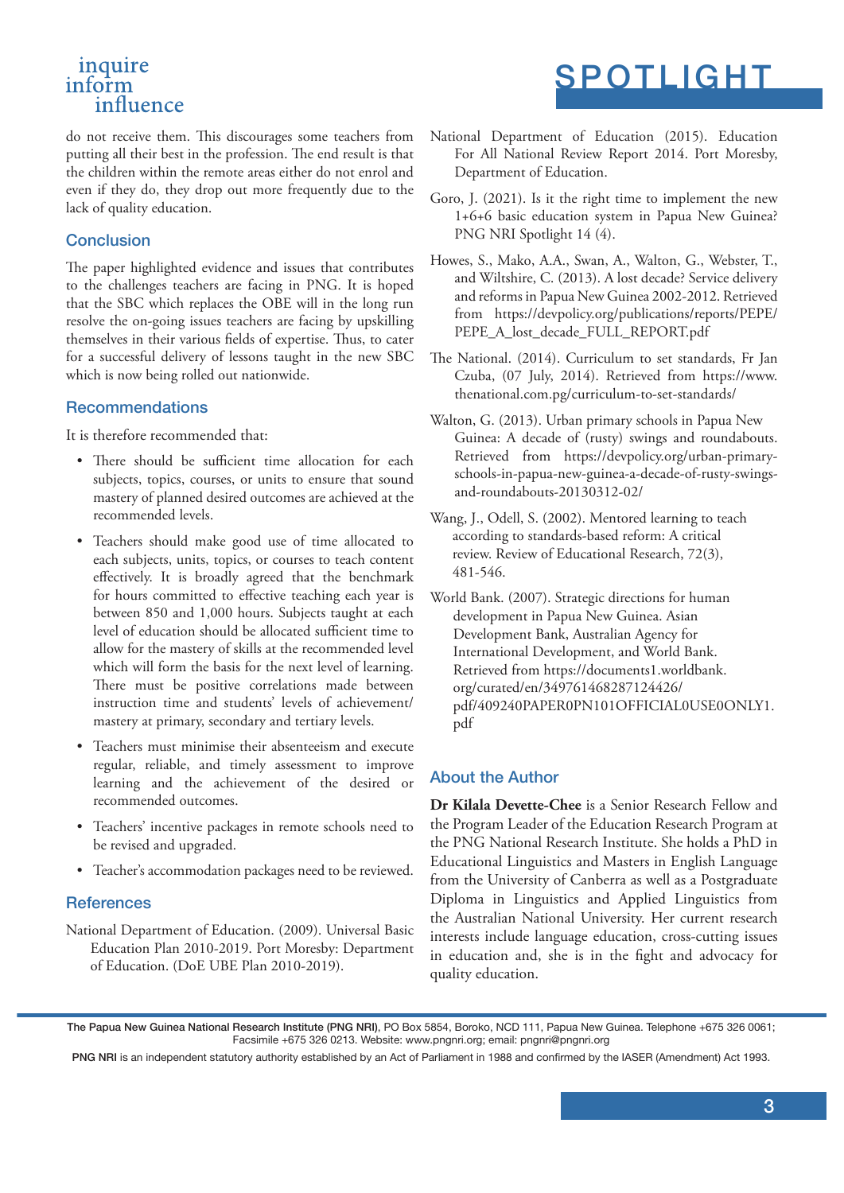do not receive them. This discourages some teachers from putting all their best in the profession. The end result is that the children within the remote areas either do not enrol and even if they do, they drop out more frequently due to the lack of quality education.

## Conclusion

The paper highlighted evidence and issues that contributes to the challenges teachers are facing in PNG. It is hoped that the SBC which replaces the OBE will in the long run resolve the on-going issues teachers are facing by upskilling themselves in their various fields of expertise. Thus, to cater for a successful delivery of lessons taught in the new SBC which is now being rolled out nationwide.

## Recommendations

It is therefore recommended that:

- There should be sufficient time allocation for each subjects, topics, courses, or units to ensure that sound mastery of planned desired outcomes are achieved at the recommended levels.
- Teachers should make good use of time allocated to each subjects, units, topics, or courses to teach content effectively. It is broadly agreed that the benchmark for hours committed to effective teaching each year is between 850 and 1,000 hours. Subjects taught at each level of education should be allocated sufficient time to allow for the mastery of skills at the recommended level which will form the basis for the next level of learning. There must be positive correlations made between instruction time and students' levels of achievement/ mastery at primary, secondary and tertiary levels.
- Teachers must minimise their absenteeism and execute regular, reliable, and timely assessment to improve learning and the achievement of the desired or recommended outcomes.
- Teachers' incentive packages in remote schools need to be revised and upgraded.
- Teacher's accommodation packages need to be reviewed.

## References

National Department of Education. (2009). Universal Basic Education Plan 2010-2019. Port Moresby: Department of Education. (DoE UBE Plan 2010-2019).

National Department of Education (2015). Education For All National Review Report 2014. Port Moresby, Department of Education.

Goro, J. (2021). Is it the right time to implement the new 1+6+6 basic education system in Papua New Guinea? PNG NRI Spotlight 14 (4).

Howes, S., Mako, A.A., Swan, A., Walton, G., Webster, T., and Wiltshire, C. (2013). A lost decade? Service delivery and reforms in Papua New Guinea 2002-2012. Retrieved from https://devpolicy.org/publications/reports/PEPE/PEPE_A_lost_decade_FULL_REPORT.pdf

The National. (2014). Curriculum to set standards, Fr Jan Czuba, (07 July, 2014). Retrieved from https://www.thenational.com.pg/curriculum-to-set-standards/

Walton, G. (2013). Urban primary schools in Papua New Guinea: A decade of (rusty) swings and roundabouts. Retrieved from https://devpolicy.org/urban-primary-schools-in-papua-new-guinea-a-decade-of-rusty-swings-and-roundabouts-20130312-02/

Wang, J., Odell, S. (2002). Mentored learning to teach according to standards-based reform: A critical review. Review of Educational Research, 72(3), 481-546.

World Bank. (2007). Strategic directions for human development in Papua New Guinea. Asian Development Bank, Australian Agency for International Development, and World Bank. Retrieved from https://documents1.worldbank.org/curated/en/349761468287124426/pdf/409240PAPER0PN101OFFICIAL0USE0ONLY1.pdf

## About the Author

**Dr Kilala Devette-Chee** is a Senior Research Fellow and the Program Leader of the Education Research Program at the PNG National Research Institute. She holds a PhD in Educational Linguistics and Masters in English Language from the University of Canberra as well as a Postgraduate Diploma in Linguistics and Applied Linguistics from the Australian National University. Her current research interests include language education, cross-cutting issues in education and, she is in the fight and advocacy for quality education.

**The Papua New Guinea National Research Institute (PNG NRI)**, PO Box 5854, Boroko, NCD 111, Papua New Guinea. Telephone +675 326 0061; Facsimile +675 326 0213. Website: www.pngnri.org; email: pngnri@pngnri.org

**PNG NRI** is an independent statutory authority established by an Act of Parliament in 1988 and confirmed by the IASER (Amendment) Act 1993.